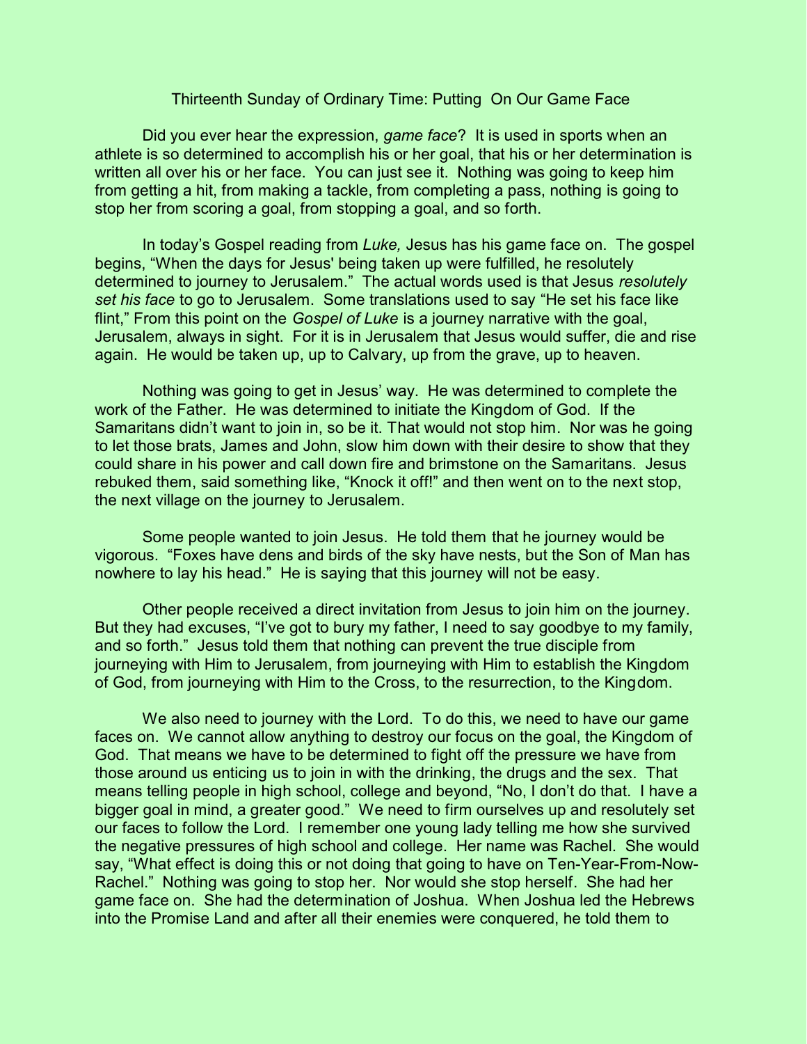# Thirteenth Sunday of Ordinary Time: Putting On Our Game Face

Did you ever hear the expression, *game face*? It is used in sports when an athlete is so determined to accomplish his or her goal, that his or her determination is written all over his or her face. You can just see it. Nothing was going to keep him from getting a hit, from making a tackle, from completing a pass, nothing is going to stop her from scoring a goal, from stopping a goal, and so forth.

In today's Gospel reading from *Luke,* Jesus has his game face on. The gospel begins, "When the days for Jesus' being taken up were fulfilled, he resolutely determined to journey to Jerusalem." The actual words used is that Jesus *resolutely set his face* to go to Jerusalem. Some translations used to say "He set his face like flint," From this point on the *Gospel of Luke* is a journey narrative with the goal, Jerusalem, always in sight. For it is in Jerusalem that Jesus would suffer, die and rise again. He would be taken up, up to Calvary, up from the grave, up to heaven.

Nothing was going to get in Jesus' way. He was determined to complete the work of the Father. He was determined to initiate the Kingdom of God. If the Samaritans didn't want to join in, so be it. That would not stop him. Nor was he going to let those brats, James and John, slow him down with their desire to show that they could share in his power and call down fire and brimstone on the Samaritans. Jesus rebuked them, said something like, "Knock it off!" and then went on to the next stop, the next village on the journey to Jerusalem.

Some people wanted to join Jesus. He told them that he journey would be vigorous. "Foxes have dens and birds of the sky have nests, but the Son of Man has nowhere to lay his head." He is saying that this journey will not be easy.

Other people received a direct invitation from Jesus to join him on the journey. But they had excuses, "I've got to bury my father, I need to say goodbye to my family, and so forth." Jesus told them that nothing can prevent the true disciple from journeying with Him to Jerusalem, from journeying with Him to establish the Kingdom of God, from journeying with Him to the Cross, to the resurrection, to the Kingdom.

We also need to journey with the Lord. To do this, we need to have our game faces on. We cannot allow anything to destroy our focus on the goal, the Kingdom of God. That means we have to be determined to fight off the pressure we have from those around us enticing us to join in with the drinking, the drugs and the sex. That means telling people in high school, college and beyond, "No, I don't do that. I have a bigger goal in mind, a greater good." We need to firm ourselves up and resolutely set our faces to follow the Lord. I remember one young lady telling me how she survived the negative pressures of high school and college. Her name was Rachel. She would say, "What effect is doing this or not doing that going to have on Ten-Year-From-Now-Rachel." Nothing was going to stop her. Nor would she stop herself. She had her game face on. She had the determination of Joshua. When Joshua led the Hebrews into the Promise Land and after all their enemies were conquered, he told them to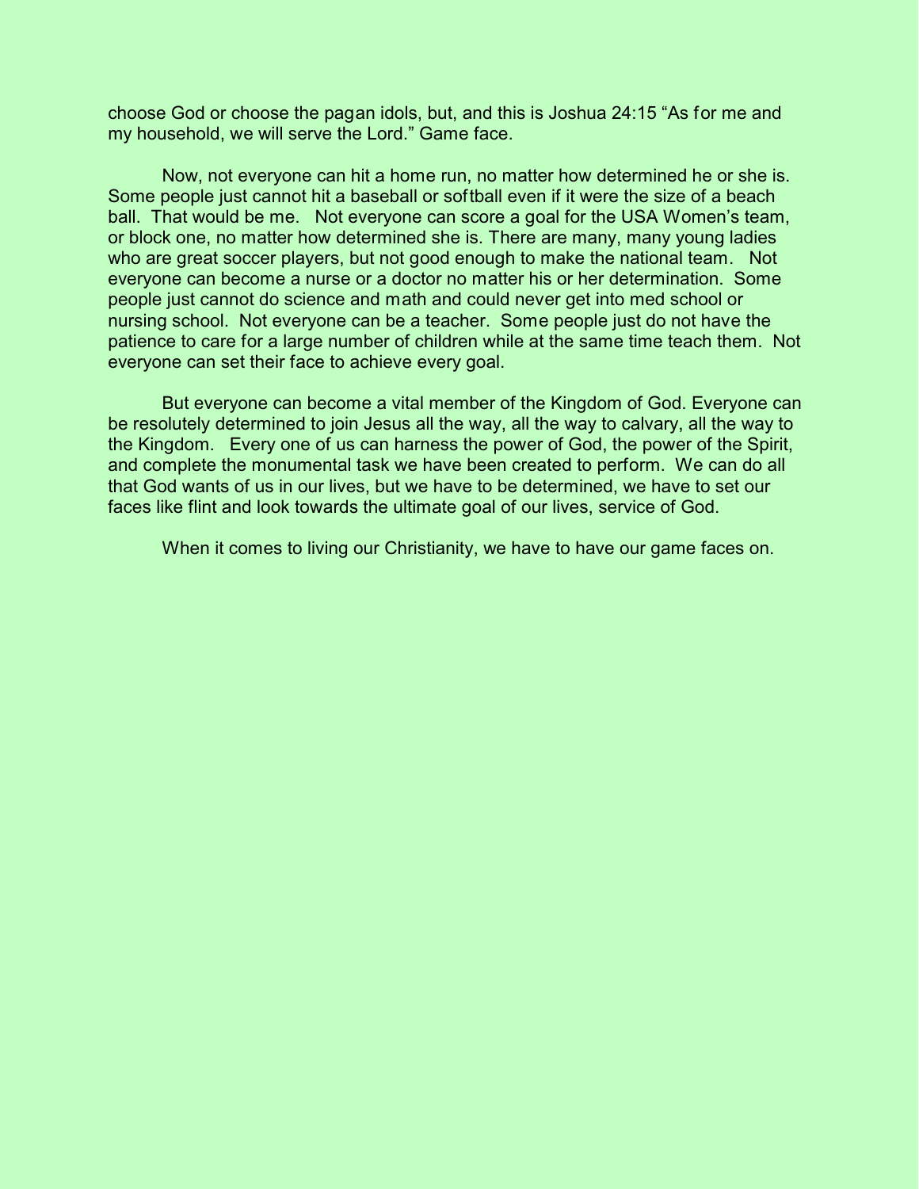choose God or choose the pagan idols, but, and this is Joshua 24:15 "As for me and my household, we will serve the Lord." Game face.

Now, not everyone can hit a home run, no matter how determined he or she is. Some people just cannot hit a baseball or softball even if it were the size of a beach ball. That would be me. Not everyone can score a goal for the USA Women's team, or block one, no matter how determined she is. There are many, many young ladies who are great soccer players, but not good enough to make the national team. Not everyone can become a nurse or a doctor no matter his or her determination. Some people just cannot do science and math and could never get into med school or nursing school. Not everyone can be a teacher. Some people just do not have the patience to care for a large number of children while at the same time teach them. Not everyone can set their face to achieve every goal.

But everyone can become a vital member of the Kingdom of God. Everyone can be resolutely determined to join Jesus all the way, all the way to calvary, all the way to the Kingdom. Every one of us can harness the power of God, the power of the Spirit, and complete the monumental task we have been created to perform. We can do all that God wants of us in our lives, but we have to be determined, we have to set our faces like flint and look towards the ultimate goal of our lives, service of God.

When it comes to living our Christianity, we have to have our game faces on.